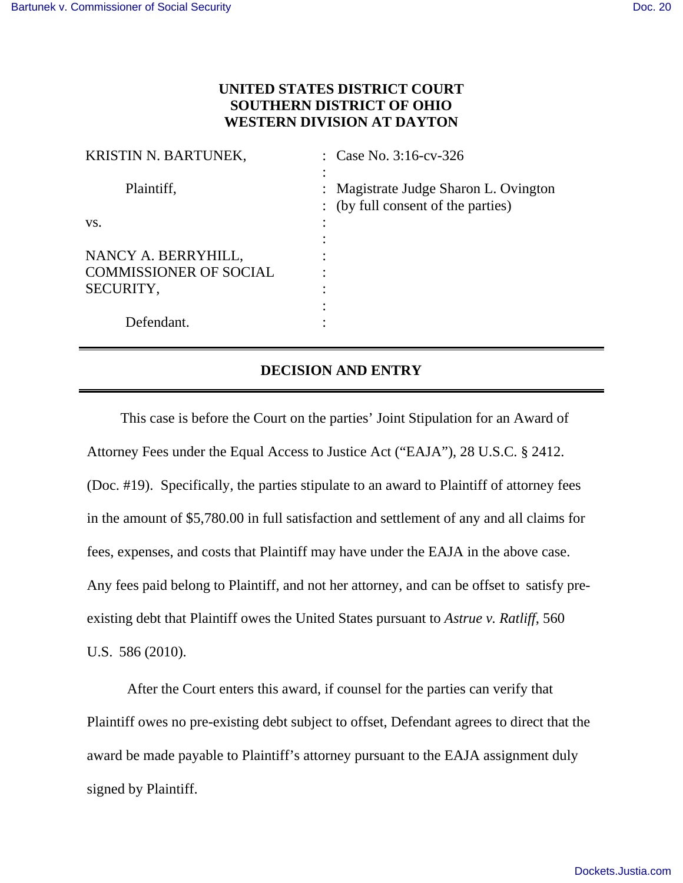**UNITED STATES DISTRICT COURT**
**SOUTHERN DISTRICT OF OHIO**
**WESTERN DIVISION AT DAYTON**

| | | |
|---|---|---|
| KRISTIN N. BARTUNEK, | : | Case No. 3:16-cv-326 |
| Plaintiff, | : | Magistrate Judge Sharon L. Ovington (by full consent of the parties) |
| vs. | : | |
| NANCY A. BERRYHILL, COMMISSIONER OF SOCIAL SECURITY, | : | |
| Defendant. | : | |

---

## DECISION AND ENTRY

---

This case is before the Court on the parties' Joint Stipulation for an Award of Attorney Fees under the Equal Access to Justice Act ("EAJA"), 28 U.S.C. § 2412. (Doc. #19). Specifically, the parties stipulate to an award to Plaintiff of attorney fees in the amount of $5,780.00 in full satisfaction and settlement of any and all claims for fees, expenses, and costs that Plaintiff may have under the EAJA in the above case. Any fees paid belong to Plaintiff, and not her attorney, and can be offset to satisfy pre-existing debt that Plaintiff owes the United States pursuant to *Astrue v. Ratliff*, 560 U.S. 586 (2010).

After the Court enters this award, if counsel for the parties can verify that Plaintiff owes no pre-existing debt subject to offset, Defendant agrees to direct that the award be made payable to Plaintiff's attorney pursuant to the EAJA assignment duly signed by Plaintiff.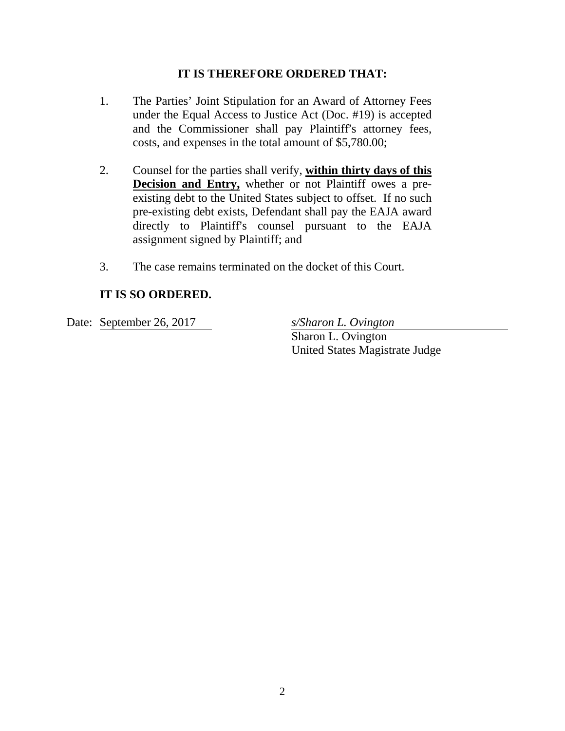**IT IS THEREFORE ORDERED THAT:**

1. The Parties' Joint Stipulation for an Award of Attorney Fees under the Equal Access to Justice Act (Doc. #19) is accepted and the Commissioner shall pay Plaintiff's attorney fees, costs, and expenses in the total amount of $5,780.00;

2. Counsel for the parties shall verify, **within thirty days of this Decision and Entry,** whether or not Plaintiff owes a pre-existing debt to the United States subject to offset. If no such pre-existing debt exists, Defendant shall pay the EAJA award directly to Plaintiff's counsel pursuant to the EAJA assignment signed by Plaintiff; and

3. The case remains terminated on the docket of this Court.

**IT IS SO ORDERED.**

Date: September 26, 2017

*s/Sharon L. Ovington*
Sharon L. Ovington
United States Magistrate Judge